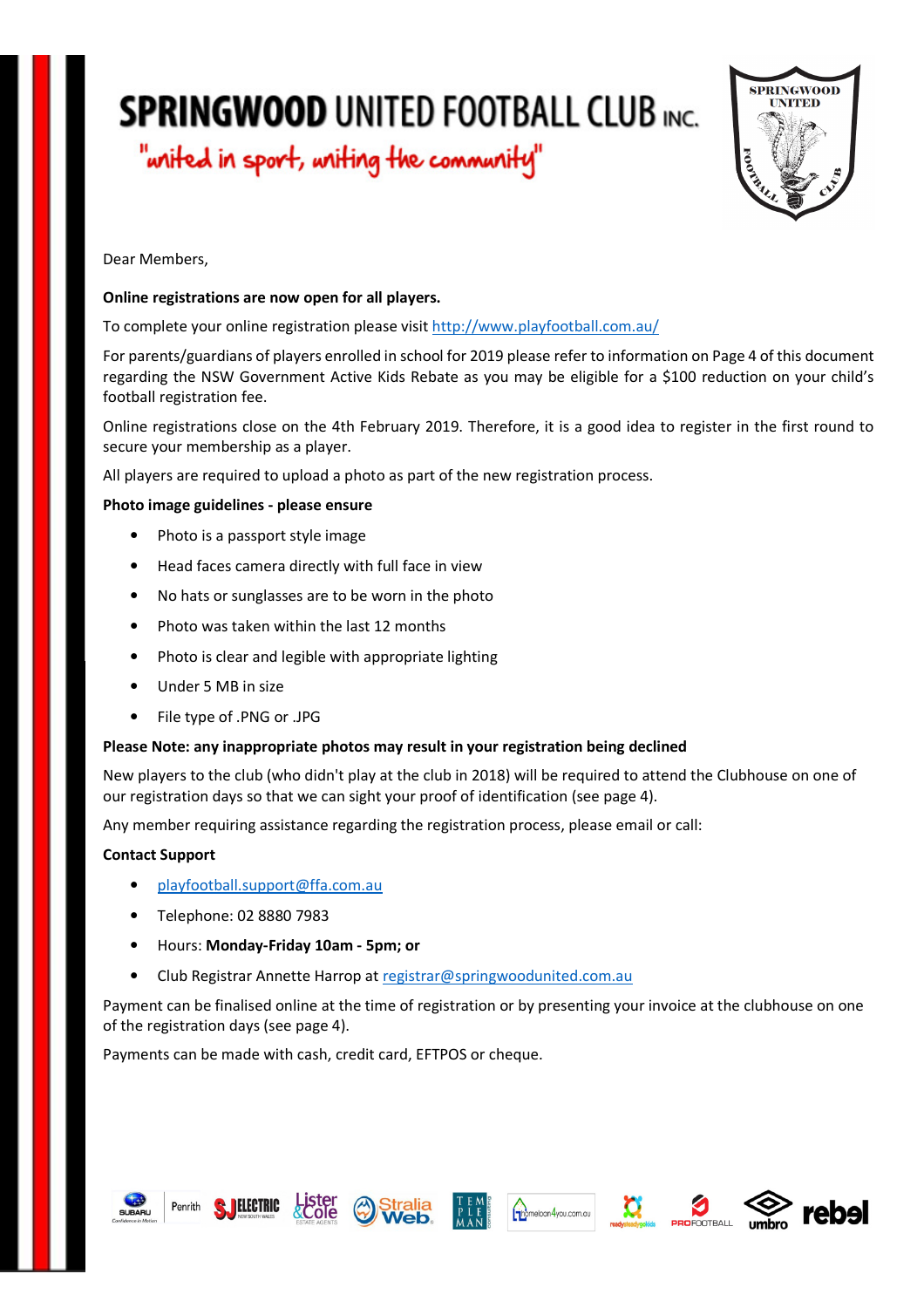# SPRINGWOOD UNITED FOOTBALL CLUB INC.

"united in sport, uniting the community"

Dear Members,

**Online registrations are now open for all players.**

To complete your online registration please visit http://www.playfootball.com.au/

For parents/guardians of players enrolled in school for 2019 please refer to information on Page 4 of this document regarding the NSW Government Active Kids Rebate as you may be eligible for a $100 reduction on your child's football registration fee.

Online registrations close on the 4th February 2019. Therefore, it is a good idea to register in the first round to secure your membership as a player.

All players are required to upload a photo as part of the new registration process.

**Photo image guidelines - please ensure**

- Photo is a passport style image
- Head faces camera directly with full face in view
- No hats or sunglasses are to be worn in the photo
- Photo was taken within the last 12 months
- Photo is clear and legible with appropriate lighting
- Under 5 MB in size
- File type of .PNG or .JPG

**Please Note: any inappropriate photos may result in your registration being declined**

New players to the club (who didn't play at the club in 2018) will be required to attend the Clubhouse on one of our registration days so that we can sight your proof of identification (see page 4).

Any member requiring assistance regarding the registration process, please email or call:

**Contact Support**

- playfootball.support@ffa.com.au
- Telephone: 02 8880 7983
- Hours: **Monday-Friday 10am - 5pm; or**
- Club Registrar Annette Harrop at registrar@springwoodunited.com.au

Payment can be finalised online at the time of registration or by presenting your invoice at the clubhouse on one of the registration days (see page 4).

Payments can be made with cash, credit card, EFTPOS or cheque.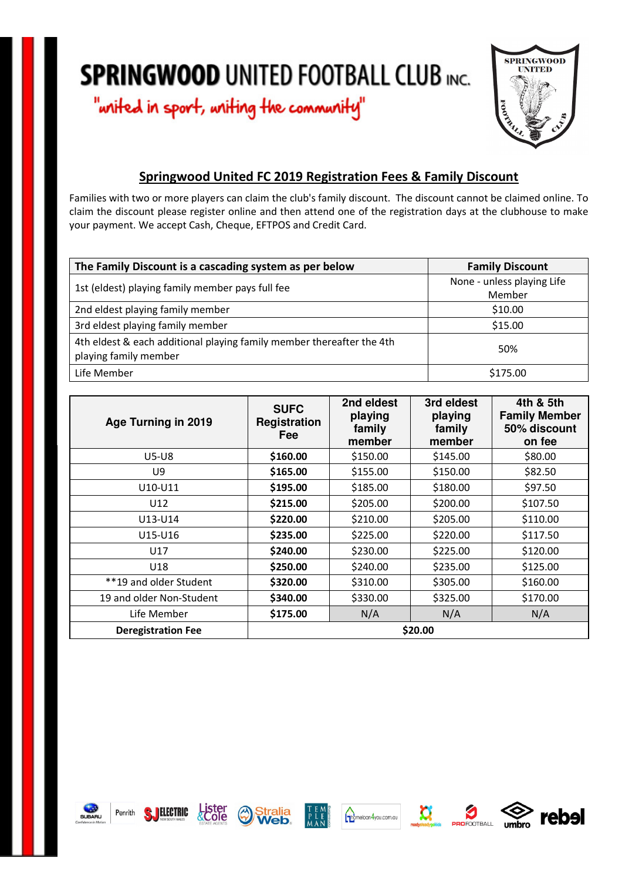# SPRINGWOOD UNITED FOOTBALL CLUB INC.

"united in sport, uniting the community"

## Springwood United FC 2019 Registration Fees & Family Discount

Families with two or more players can claim the club's family discount. The discount cannot be claimed online. To claim the discount please register online and then attend one of the registration days at the clubhouse to make your payment. We accept Cash, Cheque, EFTPOS and Credit Card.

| The Family Discount is a cascading system as per below | Family Discount |
| --- | --- |
| 1st (eldest) playing family member pays full fee | None - unless playing Life Member |
| 2nd eldest playing family member | $10.00 |
| 3rd eldest playing family member | $15.00 |
| 4th eldest & each additional playing family member thereafter the 4th playing family member | 50% |
| Life Member | $175.00 |

| Age Turning in 2019 | SUFC Registration Fee | 2nd eldest playing family member | 3rd eldest playing family member | 4th & 5th Family Member 50% discount on fee |
| --- | --- | --- | --- | --- |
| U5-U8 | **$160.00** | $150.00 | $145.00 | $80.00 |
| U9 | **$165.00** | $155.00 | $150.00 | $82.50 |
| U10-U11 | **$195.00** | $185.00 | $180.00 | $97.50 |
| U12 | **$215.00** | $205.00 | $200.00 | $107.50 |
| U13-U14 | **$220.00** | $210.00 | $205.00 | $110.00 |
| U15-U16 | **$235.00** | $225.00 | $220.00 | $117.50 |
| U17 | **$240.00** | $230.00 | $225.00 | $120.00 |
| U18 | **$250.00** | $240.00 | $235.00 | $125.00 |
| **19 and older Student | **$320.00** | $310.00 | $305.00 | $160.00 |
| 19 and older Non-Student | **$340.00** | $330.00 | $325.00 | $170.00 |
| Life Member | **$175.00** | N/A | N/A | N/A |
| **Deregistration Fee** | **$20.00** | | | |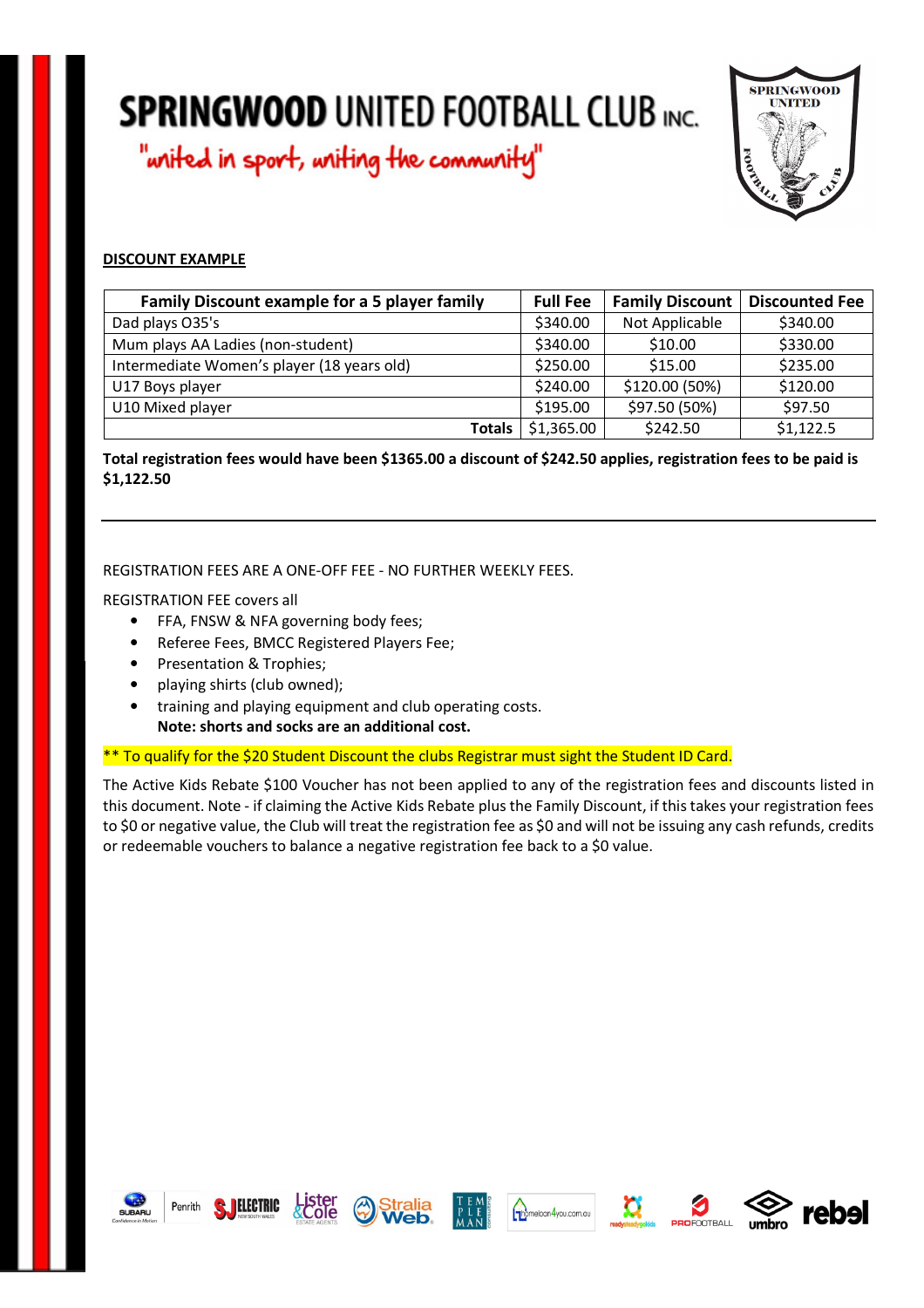# SPRINGWOOD UNITED FOOTBALL CLUB INC.

"united in sport, uniting the community"

**DISCOUNT EXAMPLE**

| Family Discount example for a 5 player family | Full Fee | Family Discount | Discounted Fee |
|---|---|---|---|
| Dad plays O35's | $340.00 | Not Applicable | $340.00 |
| Mum plays AA Ladies (non-student) | $340.00 | $10.00 | $330.00 |
| Intermediate Women's player (18 years old) | $250.00 | $15.00 | $235.00 |
| U17 Boys player | $240.00 | $120.00 (50%) | $120.00 |
| U10 Mixed player | $195.00 | $97.50 (50%) | $97.50 |
| **Totals** | $1,365.00 | $242.50 | $1,122.5 |

**Total registration fees would have been $1365.00 a discount of $242.50 applies, registration fees to be paid is $1,122.50**

---

REGISTRATION FEES ARE A ONE-OFF FEE - NO FURTHER WEEKLY FEES.

REGISTRATION FEE covers all

- FFA, FNSW & NFA governing body fees;
- Referee Fees, BMCC Registered Players Fee;
- Presentation & Trophies;
- playing shirts (club owned);
- training and playing equipment and club operating costs.
  **Note: shorts and socks are an additional cost.**

** To qualify for the $20 Student Discount the clubs Registrar must sight the Student ID Card.

The Active Kids Rebate $100 Voucher has not been applied to any of the registration fees and discounts listed in this document. Note - if claiming the Active Kids Rebate plus the Family Discount, if this takes your registration fees to $0 or negative value, the Club will treat the registration fee as $0 and will not be issuing any cash refunds, credits or redeemable vouchers to balance a negative registration fee back to a $0 value.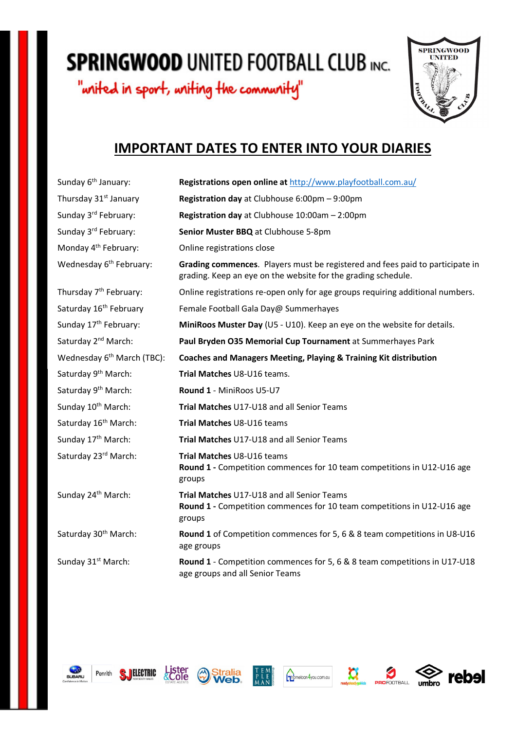# SPRINGWOOD UNITED FOOTBALL CLUB INC.

"united in sport, uniting the community"

## IMPORTANT DATES TO ENTER INTO YOUR DIARIES

| | |
|---|---|
| Sunday 6th January: | **Registrations open online at** http://www.playfootball.com.au/ |
| Thursday 31st January | **Registration day** at Clubhouse 6:00pm – 9:00pm |
| Sunday 3rd February: | **Registration day** at Clubhouse 10:00am – 2:00pm |
| Sunday 3rd February: | **Senior Muster BBQ** at Clubhouse 5-8pm |
| Monday 4th February: | Online registrations close |
| Wednesday 6th February: | **Grading commences**. Players must be registered and fees paid to participate in grading. Keep an eye on the website for the grading schedule. |
| Thursday 7th February: | Online registrations re-open only for age groups requiring additional numbers. |
| Saturday 16th February | Female Football Gala Day@ Summerhayes |
| Sunday 17th February: | **MiniRoos Muster Day** (U5 - U10). Keep an eye on the website for details. |
| Saturday 2nd March: | **Paul Bryden O35 Memorial Cup Tournament** at Summerhayes Park |
| Wednesday 6th March (TBC): | **Coaches and Managers Meeting, Playing & Training Kit distribution** |
| Saturday 9th March: | **Trial Matches** U8-U16 teams. |
| Saturday 9th March: | **Round 1** - MiniRoos U5-U7 |
| Sunday 10th March: | **Trial Matches** U17-U18 and all Senior Teams |
| Saturday 16th March: | **Trial Matches** U8-U16 teams |
| Sunday 17th March: | **Trial Matches** U17-U18 and all Senior Teams |
| Saturday 23rd March: | **Trial Matches** U8-U16 teams<br>**Round 1 -** Competition commences for 10 team competitions in U12-U16 age groups |
| Sunday 24th March: | **Trial Matches** U17-U18 and all Senior Teams<br>**Round 1 -** Competition commences for 10 team competitions in U12-U16 age groups |
| Saturday 30th March: | **Round 1** of Competition commences for 5, 6 & 8 team competitions in U8-U16 age groups |
| Sunday 31st March: | **Round 1** - Competition commences for 5, 6 & 8 team competitions in U17-U18 age groups and all Senior Teams |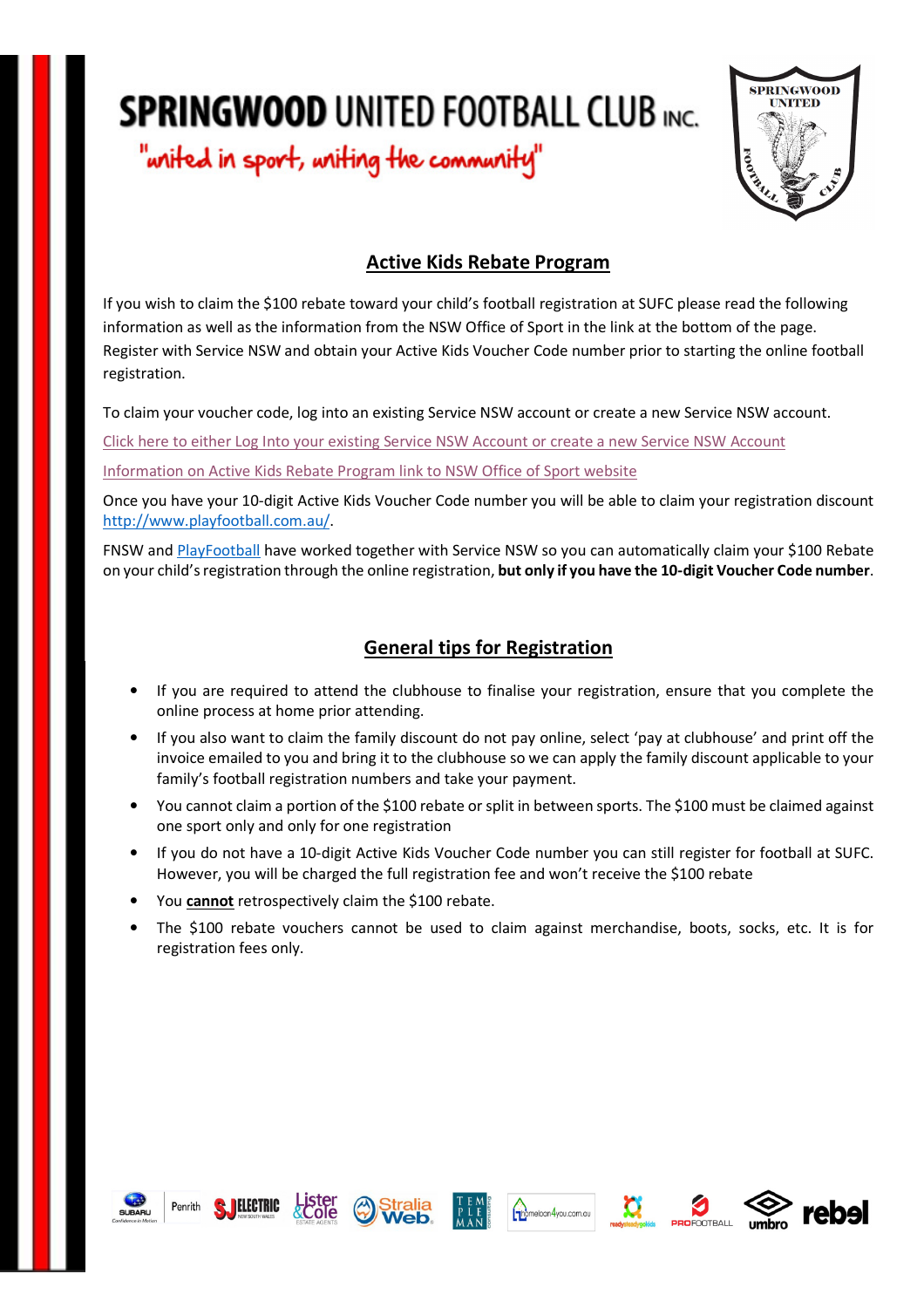# SPRINGWOOD UNITED FOOTBALL CLUB INC.

"united in sport, uniting the community"

## Active Kids Rebate Program

If you wish to claim the $100 rebate toward your child's football registration at SUFC please read the following information as well as the information from the NSW Office of Sport in the link at the bottom of the page. Register with Service NSW and obtain your Active Kids Voucher Code number prior to starting the online football registration.

To claim your voucher code, log into an existing Service NSW account or create a new Service NSW account.

Click here to either Log Into your existing Service NSW Account or create a new Service NSW Account

Information on Active Kids Rebate Program link to NSW Office of Sport website

Once you have your 10-digit Active Kids Voucher Code number you will be able to claim your registration discount http://www.playfootball.com.au/.

FNSW and PlayFootball have worked together with Service NSW so you can automatically claim your $100 Rebate on your child's registration through the online registration, **but only if you have the 10-digit Voucher Code number**.

## General tips for Registration

- If you are required to attend the clubhouse to finalise your registration, ensure that you complete the online process at home prior attending.
- If you also want to claim the family discount do not pay online, select 'pay at clubhouse' and print off the invoice emailed to you and bring it to the clubhouse so we can apply the family discount applicable to your family's football registration numbers and take your payment.
- You cannot claim a portion of the $100 rebate or split in between sports. The $100 must be claimed against one sport only and only for one registration
- If you do not have a 10-digit Active Kids Voucher Code number you can still register for football at SUFC. However, you will be charged the full registration fee and won't receive the $100 rebate
- You **cannot** retrospectively claim the $100 rebate.
- The $100 rebate vouchers cannot be used to claim against merchandise, boots, socks, etc. It is for registration fees only.